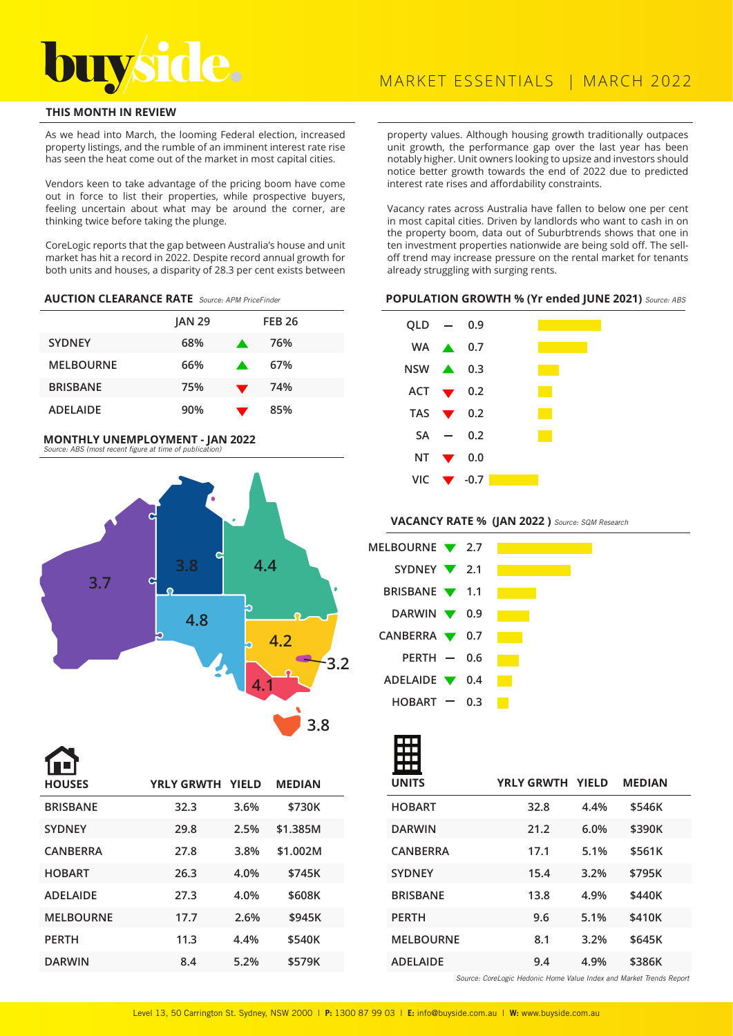# buyside.

MARKET ESSENTIALS | MARCH 2022

## THIS MONTH IN REVIEW

As we head into March, the looming Federal election, increased property listings, and the rumble of an imminent interest rate rise has seen the heat come out of the market in most capital cities.

Vendors keen to take advantage of the pricing boom have come out in force to list their properties, while prospective buyers, feeling uncertain about what may be around the corner, are thinking twice before taking the plunge.

CoreLogic reports that the gap between Australia's house and unit market has hit a record in 2022. Despite record annual growth for both units and houses, a disparity of 28.3 per cent exists between property values. Although housing growth traditionally outpaces unit growth, the performance gap over the last year has been notably higher. Unit owners looking to upsize and investors should notice better growth towards the end of 2022 due to predicted interest rate rises and affordability constraints.

Vacancy rates across Australia have fallen to below one per cent in most capital cities. Driven by landlords who want to cash in on the property boom, data out of Suburbtrends shows that one in ten investment properties nationwide are being sold off. The sell-off trend may increase pressure on the rental market for tenants already struggling with surging rents.

### AUCTION CLEARANCE RATE *Source: APM PriceFinder*

| | JAN 29 | | FEB 26 |
|---|---|---|---|
| SYDNEY | 68% | ▲ | 76% |
| MELBOURNE | 66% | ▲ | 67% |
| BRISBANE | 75% | ▼ | 74% |
| ADELAIDE | 90% | ▼ | 85% |

### MONTHLY UNEMPLOYMENT - JAN 2022

*Source: ABS (most recent figure at time of publication)*

| State/Territory | Unemployment % |
|---|---|
| WA | 3.7 |
| NT | 3.8 |
| QLD | 4.4 |
| SA | 4.8 |
| NSW | 4.2 |
| ACT | 3.2 |
| VIC | 4.1 |
| TAS | 3.8 |

### POPULATION GROWTH % (Yr ended JUNE 2021) *Source: ABS*

| | | % |
|---|---|---|
| QLD | — | 0.9 |
| WA | ▲ | 0.7 |
| NSW | ▲ | 0.3 |
| ACT | ▼ | 0.2 |
| TAS | ▼ | 0.2 |
| SA | — | 0.2 |
| NT | ▼ | 0.0 |
| VIC | ▼ | -0.7 |

### VACANCY RATE % (JAN 2022) *Source: SQM Research*

| | | % |
|---|---|---|
| MELBOURNE | ▼ | 2.7 |
| SYDNEY | ▼ | 2.1 |
| BRISBANE | ▼ | 1.1 |
| DARWIN | ▼ | 0.9 |
| CANBERRA | ▼ | 0.7 |
| PERTH | — | 0.6 |
| ADELAIDE | ▼ | 0.4 |
| HOBART | — | 0.3 |

### HOUSES

| HOUSES | YRLY GRWTH | YIELD | MEDIAN |
|---|---|---|---|
| BRISBANE | 32.3 | 3.6% | $730K |
| SYDNEY | 29.8 | 2.5% | $1.385M |
| CANBERRA | 27.8 | 3.8% | $1.002M |
| HOBART | 26.3 | 4.0% | $745K |
| ADELAIDE | 27.3 | 4.0% | $608K |
| MELBOURNE | 17.7 | 2.6% | $945K |
| PERTH | 11.3 | 4.4% | $540K |
| DARWIN | 8.4 | 5.2% | $579K |

### UNITS

| UNITS | YRLY GRWTH | YIELD | MEDIAN |
|---|---|---|---|
| HOBART | 32.8 | 4.4% | $546K |
| DARWIN | 21.2 | 6.0% | $390K |
| CANBERRA | 17.1 | 5.1% | $561K |
| SYDNEY | 15.4 | 3.2% | $795K |
| BRISBANE | 13.8 | 4.9% | $440K |
| PERTH | 9.6 | 5.1% | $410K |
| MELBOURNE | 8.1 | 3.2% | $645K |
| ADELAIDE | 9.4 | 4.9% | $386K |

*Source: CoreLogic Hedonic Home Value Index and Market Trends Report*

Level 13, 50 Carrington St. Sydney, NSW 2000 | **P:** 1300 87 99 03 | **E:** info@buyside.com.au | **W:** www.buyside.com.au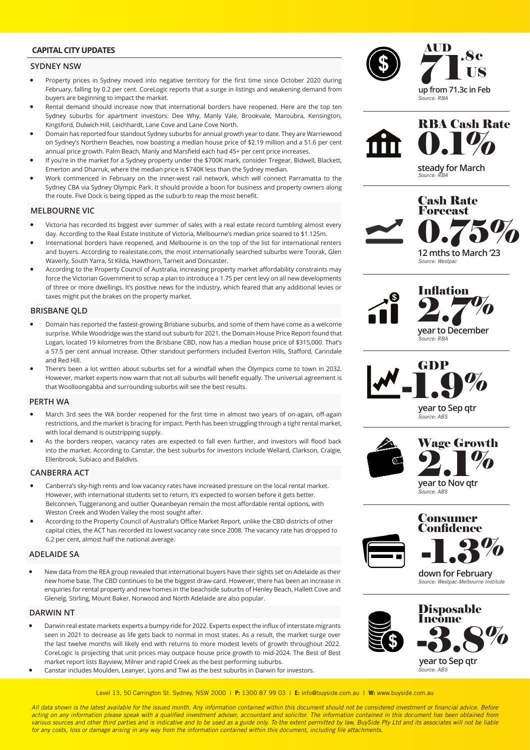## CAPITAL CITY UPDATES

### SYDNEY NSW

- Property prices in Sydney moved into negative territory for the first time since October 2020 during February, falling by 0.2 per cent. CoreLogic reports that a surge in listings and weakening demand from buyers are beginning to impact the market.
- Rental demand should increase now that international borders have reopened. Here are the top ten Sydney suburbs for apartment investors: Dee Why, Manly Vale, Brookvale, Maroubra, Kensington, Kingsford, Dulwich Hill, Leichhardt, Lane Cove and Lane Cove North.
- Domain has reported four standout Sydney suburbs for annual growth year to date. They are Warriewood on Sydney's Northern Beaches, now boasting a median house price of $2.19 million and a 51.6 per cent annual price growth. Palm Beach, Manly and Marsfield each had 45+ per cent price increases.
- If you're in the market for a Sydney property under the $700K mark, consider Tregear, Bidwell, Blackett, Emerton and Dharruk, where the median price is $740K less than the Sydney median.
- Work commenced in February on the inner-west rail network, which will connect Parramatta to the Sydney CBA via Sydney Olympic Park. It should provide a boon for business and property owners along the route. Five Dock is being tipped as the suburb to reap the most benefit.

### MELBOURNE VIC

- Victoria has recorded its biggest ever summer of sales with a real estate record tumbling almost every day. According to the Real Estate Institute of Victoria, Melbourne's median price soared to $1.125m.
- International borders have reopened, and Melbourne is on the top of the list for international renters and buyers. According to realestate.com, the most internationally searched suburbs were Toorak, Glen Waverly, South Yarra, St Kilda, Hawthorn, Tarneit and Doncaster.
- According to the Property Council of Australia, increasing property market affordability constraints may force the Victorian Government to scrap a plan to introduce a 1.75 per cent levy on all new developments of three or more dwellings. It's positive news for the industry, which feared that any additional levies or taxes might put the brakes on the property market.

### BRISBANE QLD

- Domain has reported the fastest-growing Brisbane suburbs, and some of them have come as a welcome surprise. While Woodridge was the stand out suburb for 2021, the Domain House Price Report found that Logan, located 19 kilometres from the Brisbane CBD, now has a median house price of $315,000. That's a 57.5 per cent annual increase. Other standout performers included Everton Hills, Stafford, Carindale and Red Hill.
- There's been a lot written about suburbs set for a windfall when the Olympics come to town in 2032. However, market experts now warn that not all suburbs will benefit equally. The universal agreement is that Woolloongabba and surrounding suburbs will see the best results.

### PERTH WA

- March 3rd sees the WA border reopened for the first time in almost two years of on-again, off-again restrictions, and the market is bracing for impact. Perth has been struggling through a tight rental market, with local demand is outstripping supply.
- As the borders reopen, vacancy rates are expected to fall even further, and investors will flood back into the market. According to Canstar, the best suburbs for investors include Wellard, Clarkson, Craigie, Ellenbrook, Subiaco and Baldivis.

### CANBERRA ACT

- Canberra's sky-high rents and low vacancy rates have increased pressure on the local rental market. However, with international students set to return, it's expected to worsen before it gets better. Belconnen, Tuggeranong and outlier Queanbeyan remain the most affordable rental options, with Weston Creek and Woden Valley the most sought after.
- According to the Property Council of Australia's Office Market Report, unlike the CBD districts of other capital cities, the ACT has recorded its lowest vacancy rate since 2008. The vacancy rate has dropped to 6.2 per cent, almost half the national average.

### ADELAIDE SA

- New data from the REA group revealed that international buyers have their sights set on Adelaide as their new home base. The CBD continues to be the biggest draw-card. However, there has been an increase in enquiries for rental property and new homes in the beachside suburbs of Henley Beach, Hallett Cove and Glenelg. Stirling, Mount Baker, Norwood and North Adelaide are also popular.

### DARWIN NT

- Darwin real estate markets experts a bumpy ride for 2022. Experts expect the influx of interstate migrants seen in 2021 to decrease as life gets back to normal in most states. As a result, the market surge over the last twelve months will likely end with returns to more modest levels of growth throughout 2022. CoreLogic is projecting that unit prices may outpace house price growth to mid-2024. The Best of Best market report lists Bayview, Milner and rapid Creek as the best performing suburbs.
- Canstar includes Moulden, Leanyer, Lyons and Tiwi as the best suburbs in Darwin for investors.

---

**AUD 71.8c US**
up from 71.3c in Feb
*Source: RBA*

**RBA Cash Rate 0.1%**
steady for March
*Source: RBA*

**Cash Rate Forecast 0.75%**
12 mths to March '23
*Source: Westpac*

**Inflation 2.7%**
year to December
*Source: RBA*

**GDP -1.9%**
year to Sep qtr
*Source: ABS*

**Wage Growth 2.1%**
year to Nov qtr
*Source: ABS*

**Consumer Confidence -1.3%**
down for February
*Source: Westpac-Melbourne Institute*

**Disposable Income -3.8%**
year to Sep qtr
*Source: ABS*

---

Level 13, 50 Carrington St. Sydney, NSW 2000 | **P:** 1300 87 99 03 | **E:** info@buyside.com.au | **W:** www.buyside.com.au

*All data shown is the latest available for the issued month. Any information contained within this document should not be considered investment or financial advice. Before acting on any information please speak with a qualified investment adviser, accountant and solicitor. The information contained in this document has been obtained from various sources and other third parties and is indicative and to be used as a guide only. To the extent permitted by law, BuySide Pty Ltd and its associates will not be liable for any costs, loss or damage arising in any way from the information contained within this document, including file attachments.*